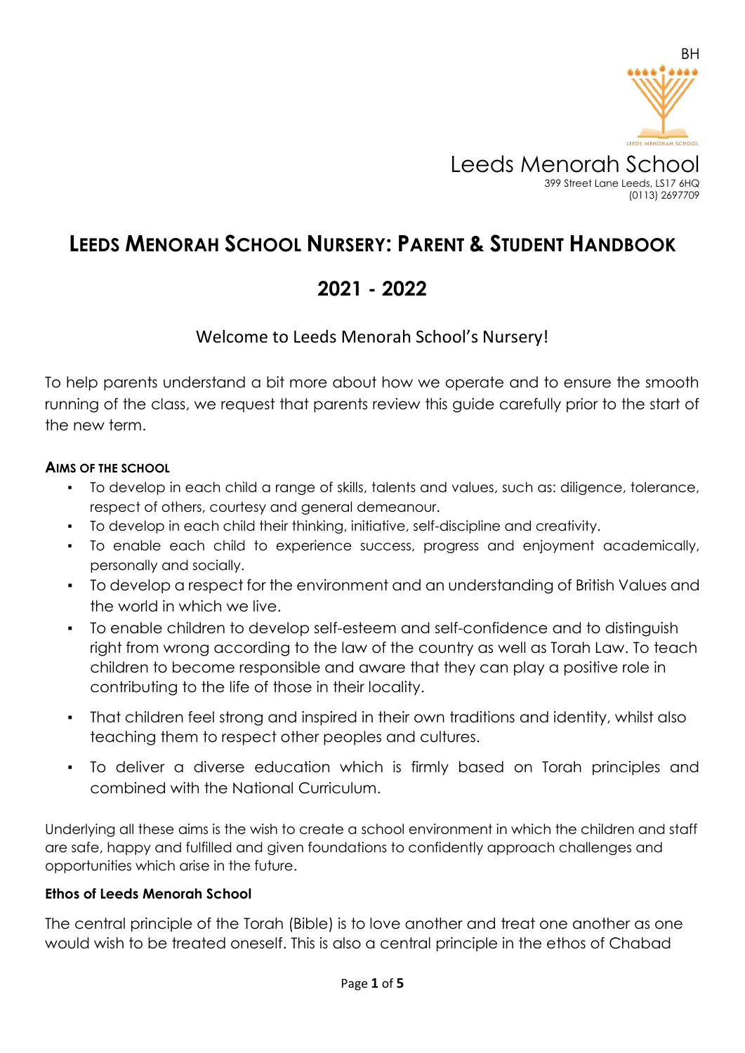BH

Leeds Menorah School
399 Street Lane Leeds, LS17 6HQ
(0113) 2697709

# LEEDS MENORAH SCHOOL NURSERY: PARENT & STUDENT HANDBOOK

## 2021 - 2022

### Welcome to Leeds Menorah School's Nursery!

To help parents understand a bit more about how we operate and to ensure the smooth running of the class, we request that parents review this guide carefully prior to the start of the new term.

#### AIMS OF THE SCHOOL

- To develop in each child a range of skills, talents and values, such as: diligence, tolerance, respect of others, courtesy and general demeanour.
- To develop in each child their thinking, initiative, self-discipline and creativity.
- To enable each child to experience success, progress and enjoyment academically, personally and socially.
- To develop a respect for the environment and an understanding of British Values and the world in which we live.
- To enable children to develop self-esteem and self-confidence and to distinguish right from wrong according to the law of the country as well as Torah Law. To teach children to become responsible and aware that they can play a positive role in contributing to the life of those in their locality.
- That children feel strong and inspired in their own traditions and identity, whilst also teaching them to respect other peoples and cultures.
- To deliver a diverse education which is firmly based on Torah principles and combined with the National Curriculum.

Underlying all these aims is the wish to create a school environment in which the children and staff are safe, happy and fulfilled and given foundations to confidently approach challenges and opportunities which arise in the future.

#### Ethos of Leeds Menorah School

The central principle of the Torah (Bible) is to love another and treat one another as one would wish to be treated oneself. This is also a central principle in the ethos of Chabad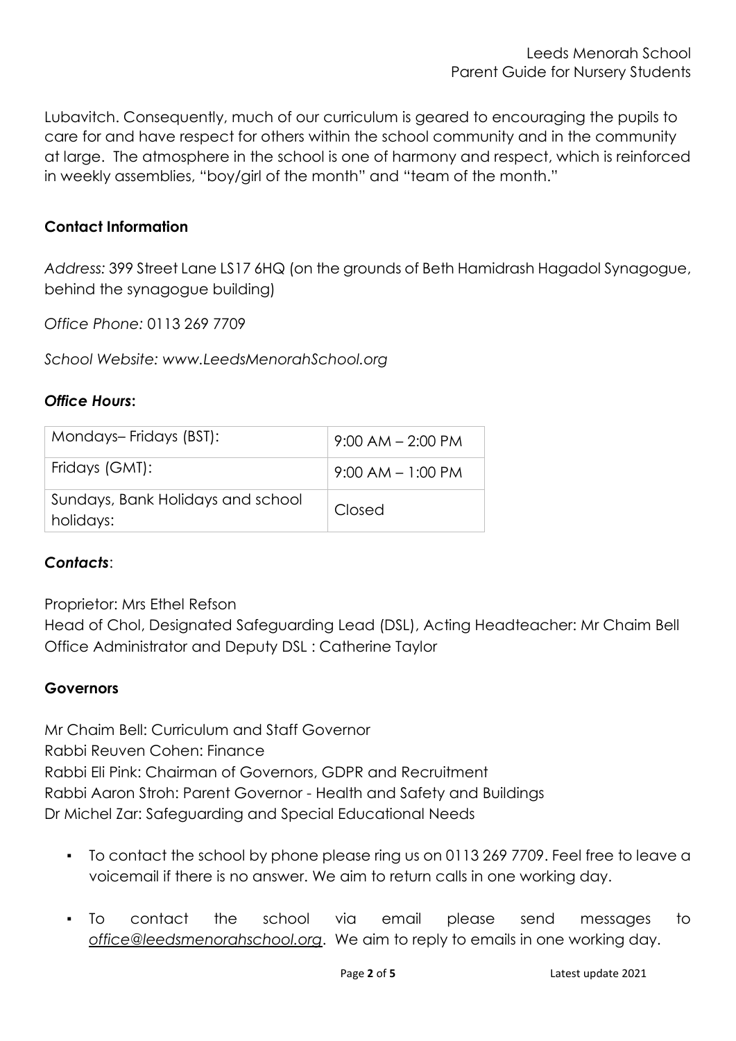Lubavitch. Consequently, much of our curriculum is geared to encouraging the pupils to care for and have respect for others within the school community and in the community at large. The atmosphere in the school is one of harmony and respect, which is reinforced in weekly assemblies, "boy/girl of the month" and "team of the month."

### Contact Information

*Address:* 399 Street Lane LS17 6HQ (on the grounds of Beth Hamidrash Hagadol Synagogue, behind the synagogue building)

*Office Phone:* 0113 269 7709

*School Website: www.LeedsMenorahSchool.org*

#### *Office Hours*:

| | |
|---|---|
| Mondays– Fridays (BST): | 9:00 AM – 2:00 PM |
| Fridays (GMT): | 9:00 AM – 1:00 PM |
| Sundays, Bank Holidays and school holidays: | Closed |

#### *Contacts*:

Proprietor: Mrs Ethel Refson
Head of Chol, Designated Safeguarding Lead (DSL), Acting Headteacher: Mr Chaim Bell
Office Administrator and Deputy DSL : Catherine Taylor

### Governors

Mr Chaim Bell: Curriculum and Staff Governor
Rabbi Reuven Cohen: Finance
Rabbi Eli Pink: Chairman of Governors, GDPR and Recruitment
Rabbi Aaron Stroh: Parent Governor - Health and Safety and Buildings
Dr Michel Zar: Safeguarding and Special Educational Needs

- To contact the school by phone please ring us on 0113 269 7709. Feel free to leave a voicemail if there is no answer. We aim to return calls in one working day.
- To contact the school via email please send messages to *office@leedsmenorahschool.org*. We aim to reply to emails in one working day.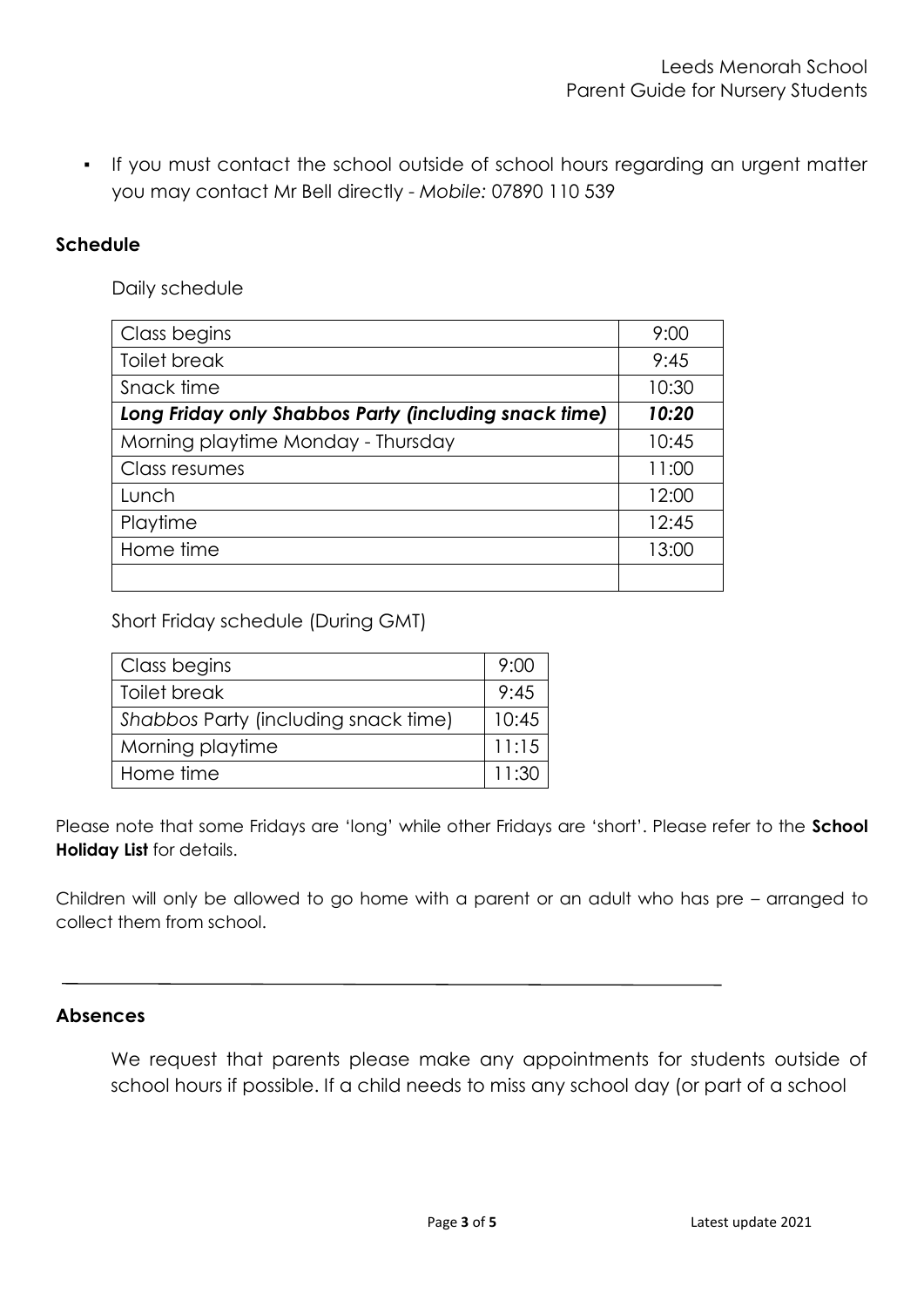- If you must contact the school outside of school hours regarding an urgent matter you may contact Mr Bell directly - *Mobile:* 07890 110 539

**Schedule**

Daily schedule

| | |
|---|---|
| Class begins | 9:00 |
| Toilet break | 9:45 |
| Snack time | 10:30 |
| ***Long Friday only Shabbos Party (including snack time)*** | ***10:20*** |
| Morning playtime Monday - Thursday | 10:45 |
| Class resumes | 11:00 |
| Lunch | 12:00 |
| Playtime | 12:45 |
| Home time | 13:00 |
| | |

Short Friday schedule (During GMT)

| | |
|---|---|
| Class begins | 9:00 |
| Toilet break | 9:45 |
| *Shabbos* Party (including snack time) | 10:45 |
| Morning playtime | 11:15 |
| Home time | 11:30 |

Please note that some Fridays are 'long' while other Fridays are 'short'. Please refer to the **School Holiday List** for details.

Children will only be allowed to go home with a parent or an adult who has pre – arranged to collect them from school.

---

**Absences**

We request that parents please make any appointments for students outside of school hours if possible. If a child needs to miss any school day (or part of a school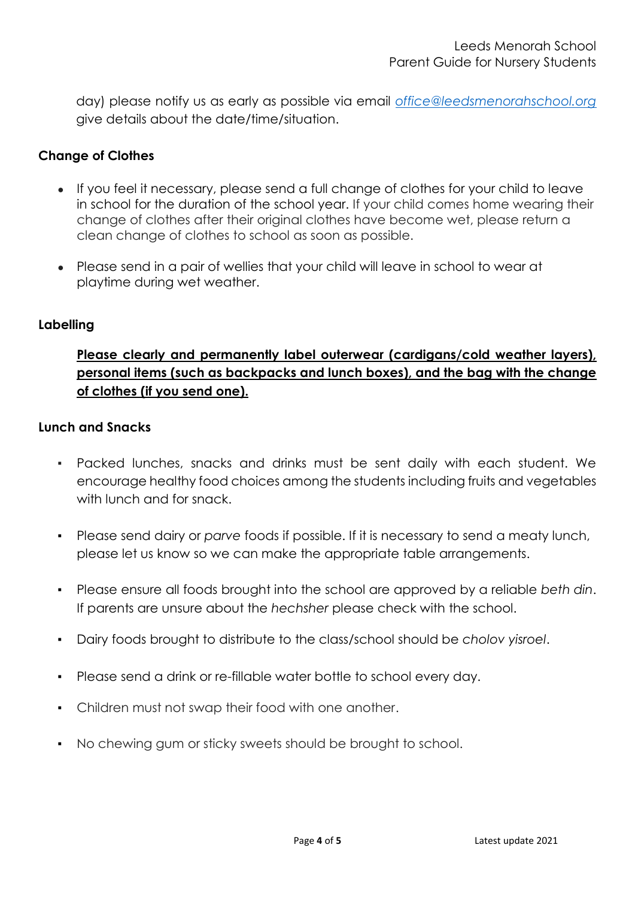day) please notify us as early as possible via email *office@leedsmenorahschool.org* give details about the date/time/situation.

**Change of Clothes**

- If you feel it necessary, please send a full change of clothes for your child to leave in school for the duration of the school year. If your child comes home wearing their change of clothes after their original clothes have become wet, please return a clean change of clothes to school as soon as possible.
- Please send in a pair of wellies that your child will leave in school to wear at playtime during wet weather.

**Labelling**

**<u>Please clearly and permanently label outerwear (cardigans/cold weather layers), personal items (such as backpacks and lunch boxes), and the bag with the change of clothes (if you send one).</u>**

**Lunch and Snacks**

- Packed lunches, snacks and drinks must be sent daily with each student. We encourage healthy food choices among the students including fruits and vegetables with lunch and for snack.
- Please send dairy or *parve* foods if possible. If it is necessary to send a meaty lunch, please let us know so we can make the appropriate table arrangements.
- Please ensure all foods brought into the school are approved by a reliable *beth din*. If parents are unsure about the *hechsher* please check with the school.
- Dairy foods brought to distribute to the class/school should be *cholov yisroel*.
- Please send a drink or re-fillable water bottle to school every day.
- Children must not swap their food with one another.
- No chewing gum or sticky sweets should be brought to school.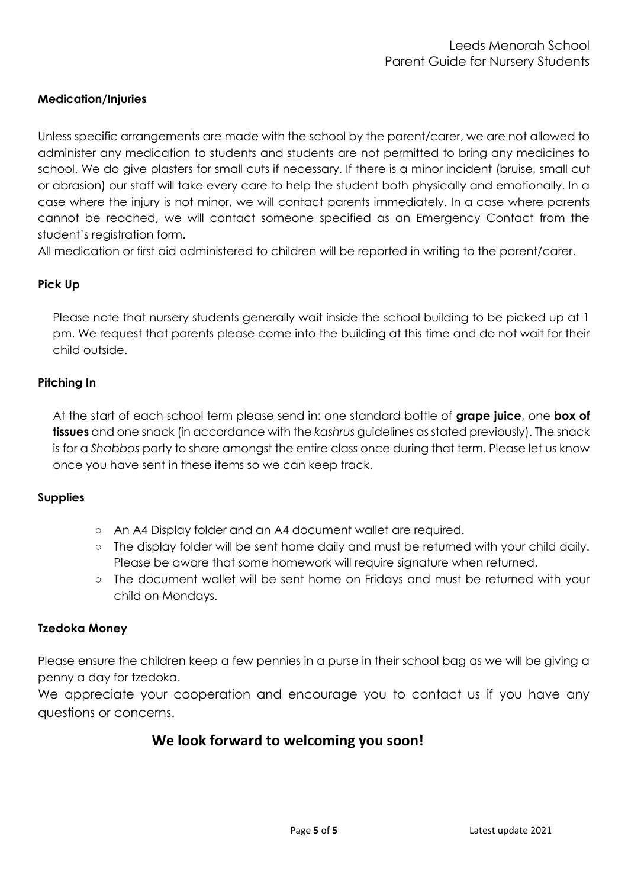**Medication/Injuries**

Unless specific arrangements are made with the school by the parent/carer, we are not allowed to administer any medication to students and students are not permitted to bring any medicines to school. We do give plasters for small cuts if necessary. If there is a minor incident (bruise, small cut or abrasion) our staff will take every care to help the student both physically and emotionally. In a case where the injury is not minor, we will contact parents immediately. In a case where parents cannot be reached, we will contact someone specified as an Emergency Contact from the student's registration form.
All medication or first aid administered to children will be reported in writing to the parent/carer.

**Pick Up**

Please note that nursery students generally wait inside the school building to be picked up at 1 pm. We request that parents please come into the building at this time and do not wait for their child outside.

**Pitching In**

At the start of each school term please send in: one standard bottle of **grape juice**, one **box of tissues** and one snack (in accordance with the *kashrus* guidelines as stated previously). The snack is for a *Shabbos* party to share amongst the entire class once during that term. Please let us know once you have sent in these items so we can keep track.

**Supplies**

- An A4 Display folder and an A4 document wallet are required.
- The display folder will be sent home daily and must be returned with your child daily. Please be aware that some homework will require signature when returned.
- The document wallet will be sent home on Fridays and must be returned with your child on Mondays.

**Tzedoka Money**

Please ensure the children keep a few pennies in a purse in their school bag as we will be giving a penny a day for tzedoka.
We appreciate your cooperation and encourage you to contact us if you have any questions or concerns.

**We look forward to welcoming you soon!**